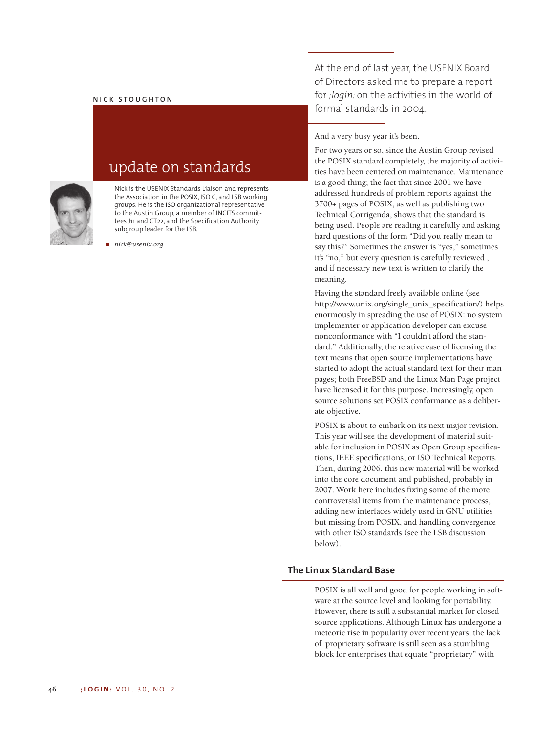NICK STOUGHTON

# update on standards

Nick is the USENIX Standards Liaison and represents the Association in the POSIX, ISO C, and LSB working groups. He is the ISO organizational representative to the Austin Group, a member of INCITS committees J11 and CT22, and the Specification Authority subgroup leader for the LSB.

*nick@usenix.org*

At the end of last year, the USENIX Board of Directors asked me to prepare a report for *;login:* on the activities in the world of formal standards in 2004.

And a very busy year it's been.

For two years or so, since the Austin Group revised the POSIX standard completely, the majority of activities have been centered on maintenance. Maintenance is a good thing; the fact that since 2001 we have addressed hundreds of problem reports against the 3700+ pages of POSIX, as well as publishing two Technical Corrigenda, shows that the standard is being used. People are reading it carefully and asking hard questions of the form "Did you really mean to say this?" Sometimes the answer is "yes," sometimes it's "no," but every question is carefully reviewed , and if necessary new text is written to clarify the meaning.

Having the standard freely available online (see http://www.unix.org/single_unix_specification/) helps enormously in spreading the use of POSIX: no system implementer or application developer can excuse nonconformance with "I couldn't afford the standard." Additionally, the relative ease of licensing the text means that open source implementations have started to adopt the actual standard text for their man pages; both FreeBSD and the Linux Man Page project have licensed it for this purpose. Increasingly, open source solutions set POSIX conformance as a deliberate objective.

POSIX is about to embark on its next major revision. This year will see the development of material suitable for inclusion in POSIX as Open Group specifications, IEEE specifications, or ISO Technical Reports. Then, during 2006, this new material will be worked into the core document and published, probably in 2007. Work here includes fixing some of the more controversial items from the maintenance process, adding new interfaces widely used in GNU utilities but missing from POSIX, and handling convergence with other ISO standards (see the LSB discussion below).

## The Linux Standard Base

POSIX is all well and good for people working in software at the source level and looking for portability. However, there is still a substantial market for closed source applications. Although Linux has undergone a meteoric rise in popularity over recent years, the lack of proprietary software is still seen as a stumbling block for enterprises that equate "proprietary" with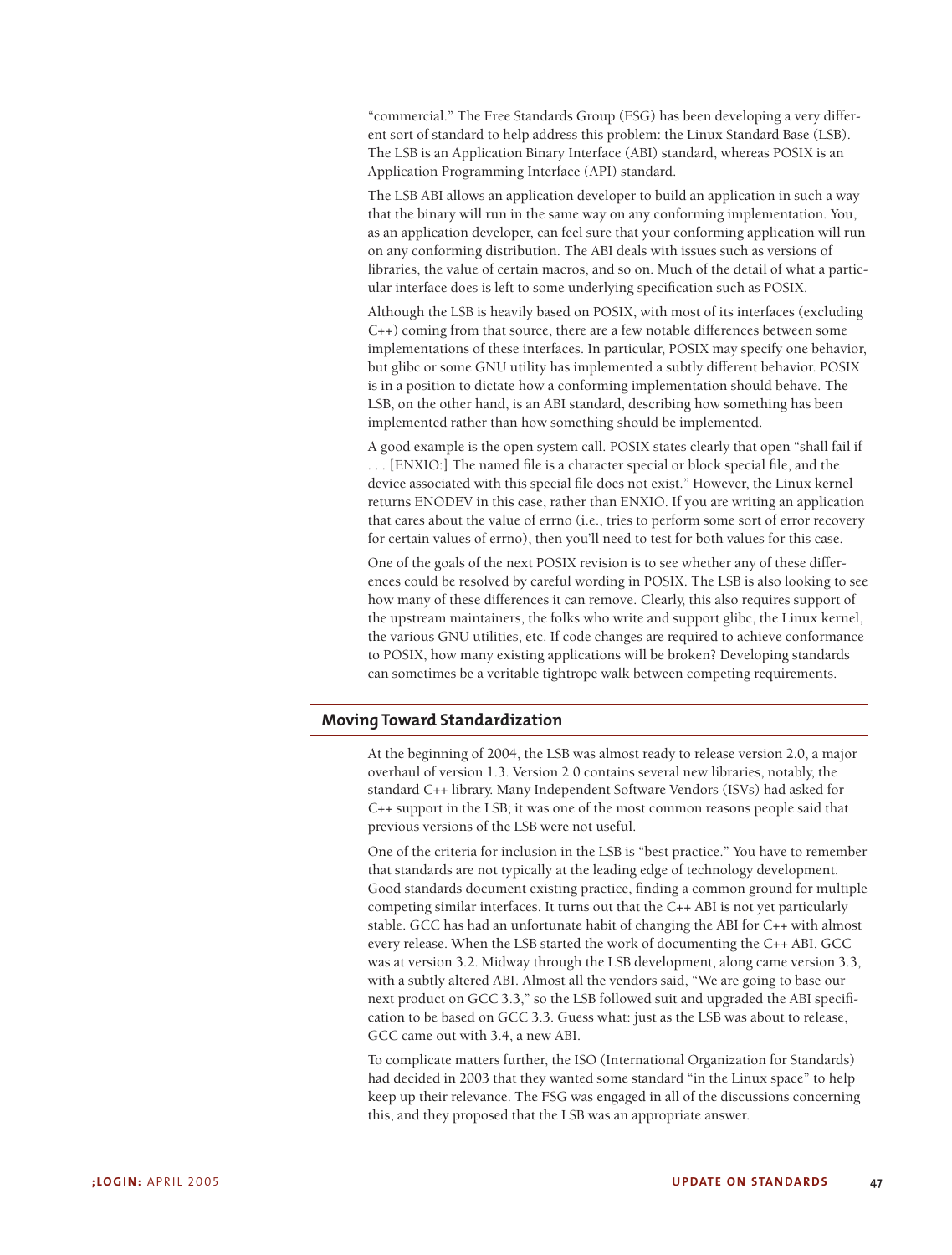"commercial." The Free Standards Group (FSG) has been developing a very different sort of standard to help address this problem: the Linux Standard Base (LSB). The LSB is an Application Binary Interface (ABI) standard, whereas POSIX is an Application Programming Interface (API) standard.

The LSB ABI allows an application developer to build an application in such a way that the binary will run in the same way on any conforming implementation. You, as an application developer, can feel sure that your conforming application will run on any conforming distribution. The ABI deals with issues such as versions of libraries, the value of certain macros, and so on. Much of the detail of what a particular interface does is left to some underlying specification such as POSIX.

Although the LSB is heavily based on POSIX, with most of its interfaces (excluding C++) coming from that source, there are a few notable differences between some implementations of these interfaces. In particular, POSIX may specify one behavior, but glibc or some GNU utility has implemented a subtly different behavior. POSIX is in a position to dictate how a conforming implementation should behave. The LSB, on the other hand, is an ABI standard, describing how something has been implemented rather than how something should be implemented.

A good example is the open system call. POSIX states clearly that open "shall fail if . . . [ENXIO:] The named file is a character special or block special file, and the device associated with this special file does not exist." However, the Linux kernel returns ENODEV in this case, rather than ENXIO. If you are writing an application that cares about the value of errno (i.e., tries to perform some sort of error recovery for certain values of errno), then you'll need to test for both values for this case.

One of the goals of the next POSIX revision is to see whether any of these differences could be resolved by careful wording in POSIX. The LSB is also looking to see how many of these differences it can remove. Clearly, this also requires support of the upstream maintainers, the folks who write and support glibc, the Linux kernel, the various GNU utilities, etc. If code changes are required to achieve conformance to POSIX, how many existing applications will be broken? Developing standards can sometimes be a veritable tightrope walk between competing requirements.

## Moving Toward Standardization

At the beginning of 2004, the LSB was almost ready to release version 2.0, a major overhaul of version 1.3. Version 2.0 contains several new libraries, notably, the standard C++ library. Many Independent Software Vendors (ISVs) had asked for C++ support in the LSB; it was one of the most common reasons people said that previous versions of the LSB were not useful.

One of the criteria for inclusion in the LSB is "best practice." You have to remember that standards are not typically at the leading edge of technology development. Good standards document existing practice, finding a common ground for multiple competing similar interfaces. It turns out that the C++ ABI is not yet particularly stable. GCC has had an unfortunate habit of changing the ABI for C++ with almost every release. When the LSB started the work of documenting the C++ ABI, GCC was at version 3.2. Midway through the LSB development, along came version 3.3, with a subtly altered ABI. Almost all the vendors said, "We are going to base our next product on GCC 3.3," so the LSB followed suit and upgraded the ABI specification to be based on GCC 3.3. Guess what: just as the LSB was about to release, GCC came out with 3.4, a new ABI.

To complicate matters further, the ISO (International Organization for Standards) had decided in 2003 that they wanted some standard "in the Linux space" to help keep up their relevance. The FSG was engaged in all of the discussions concerning this, and they proposed that the LSB was an appropriate answer.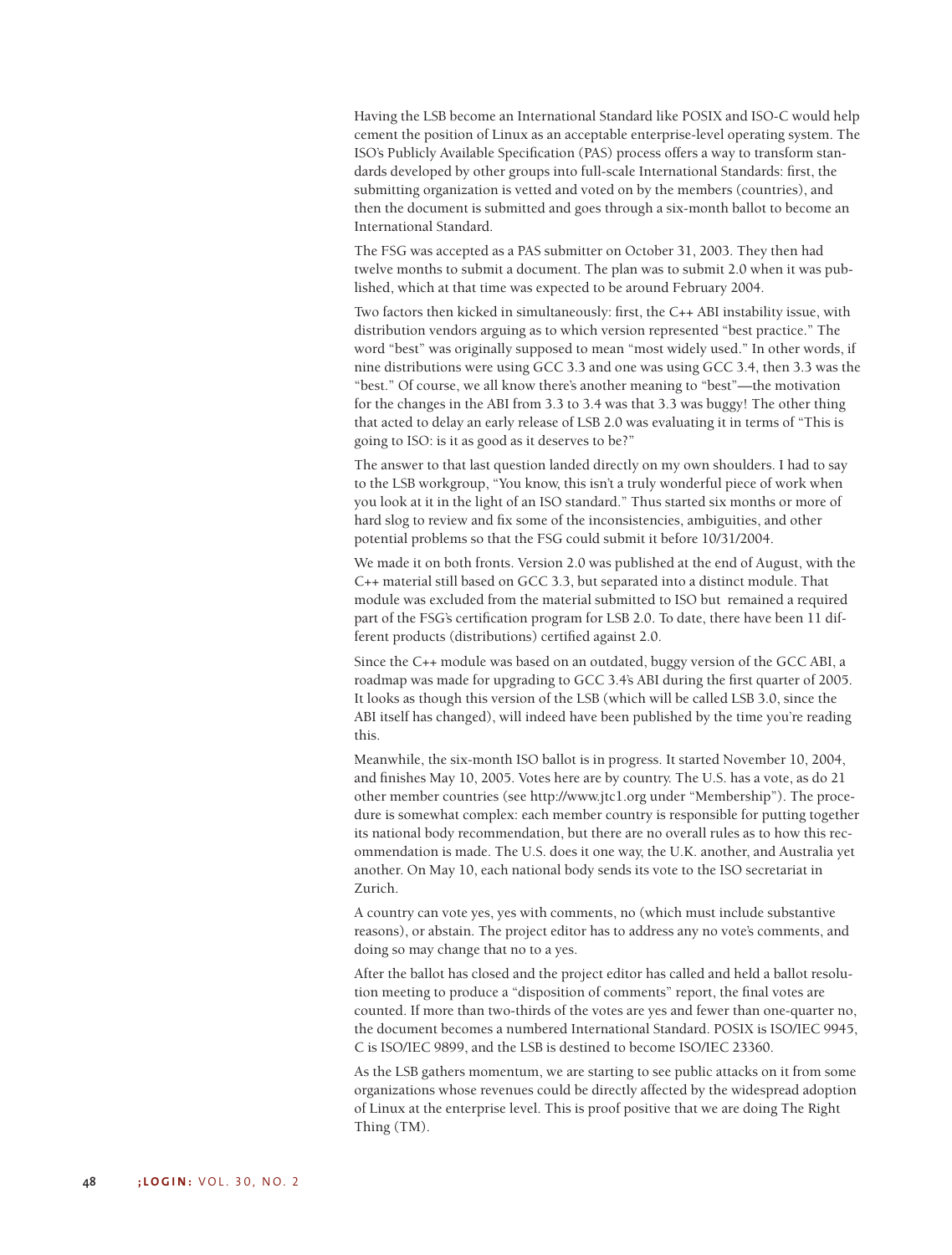Having the LSB become an International Standard like POSIX and ISO-C would help cement the position of Linux as an acceptable enterprise-level operating system. The ISO's Publicly Available Specification (PAS) process offers a way to transform standards developed by other groups into full-scale International Standards: first, the submitting organization is vetted and voted on by the members (countries), and then the document is submitted and goes through a six-month ballot to become an International Standard.

The FSG was accepted as a PAS submitter on October 31, 2003. They then had twelve months to submit a document. The plan was to submit 2.0 when it was published, which at that time was expected to be around February 2004.

Two factors then kicked in simultaneously: first, the C++ ABI instability issue, with distribution vendors arguing as to which version represented "best practice." The word "best" was originally supposed to mean "most widely used." In other words, if nine distributions were using GCC 3.3 and one was using GCC 3.4, then 3.3 was the "best." Of course, we all know there's another meaning to "best"—the motivation for the changes in the ABI from 3.3 to 3.4 was that 3.3 was buggy! The other thing that acted to delay an early release of LSB 2.0 was evaluating it in terms of "This is going to ISO: is it as good as it deserves to be?"

The answer to that last question landed directly on my own shoulders. I had to say to the LSB workgroup, "You know, this isn't a truly wonderful piece of work when you look at it in the light of an ISO standard." Thus started six months or more of hard slog to review and fix some of the inconsistencies, ambiguities, and other potential problems so that the FSG could submit it before 10/31/2004.

We made it on both fronts. Version 2.0 was published at the end of August, with the C++ material still based on GCC 3.3, but separated into a distinct module. That module was excluded from the material submitted to ISO but remained a required part of the FSG's certification program for LSB 2.0. To date, there have been 11 different products (distributions) certified against 2.0.

Since the C++ module was based on an outdated, buggy version of the GCC ABI, a roadmap was made for upgrading to GCC 3.4's ABI during the first quarter of 2005. It looks as though this version of the LSB (which will be called LSB 3.0, since the ABI itself has changed), will indeed have been published by the time you're reading this.

Meanwhile, the six-month ISO ballot is in progress. It started November 10, 2004, and finishes May 10, 2005. Votes here are by country. The U.S. has a vote, as do 21 other member countries (see http://www.jtc1.org under "Membership"). The procedure is somewhat complex: each member country is responsible for putting together its national body recommendation, but there are no overall rules as to how this recommendation is made. The U.S. does it one way, the U.K. another, and Australia yet another. On May 10, each national body sends its vote to the ISO secretariat in Zurich.

A country can vote yes, yes with comments, no (which must include substantive reasons), or abstain. The project editor has to address any no vote's comments, and doing so may change that no to a yes.

After the ballot has closed and the project editor has called and held a ballot resolution meeting to produce a "disposition of comments" report, the final votes are counted. If more than two-thirds of the votes are yes and fewer than one-quarter no, the document becomes a numbered International Standard. POSIX is ISO/IEC 9945, C is ISO/IEC 9899, and the LSB is destined to become ISO/IEC 23360.

As the LSB gathers momentum, we are starting to see public attacks on it from some organizations whose revenues could be directly affected by the widespread adoption of Linux at the enterprise level. This is proof positive that we are doing The Right Thing (TM).